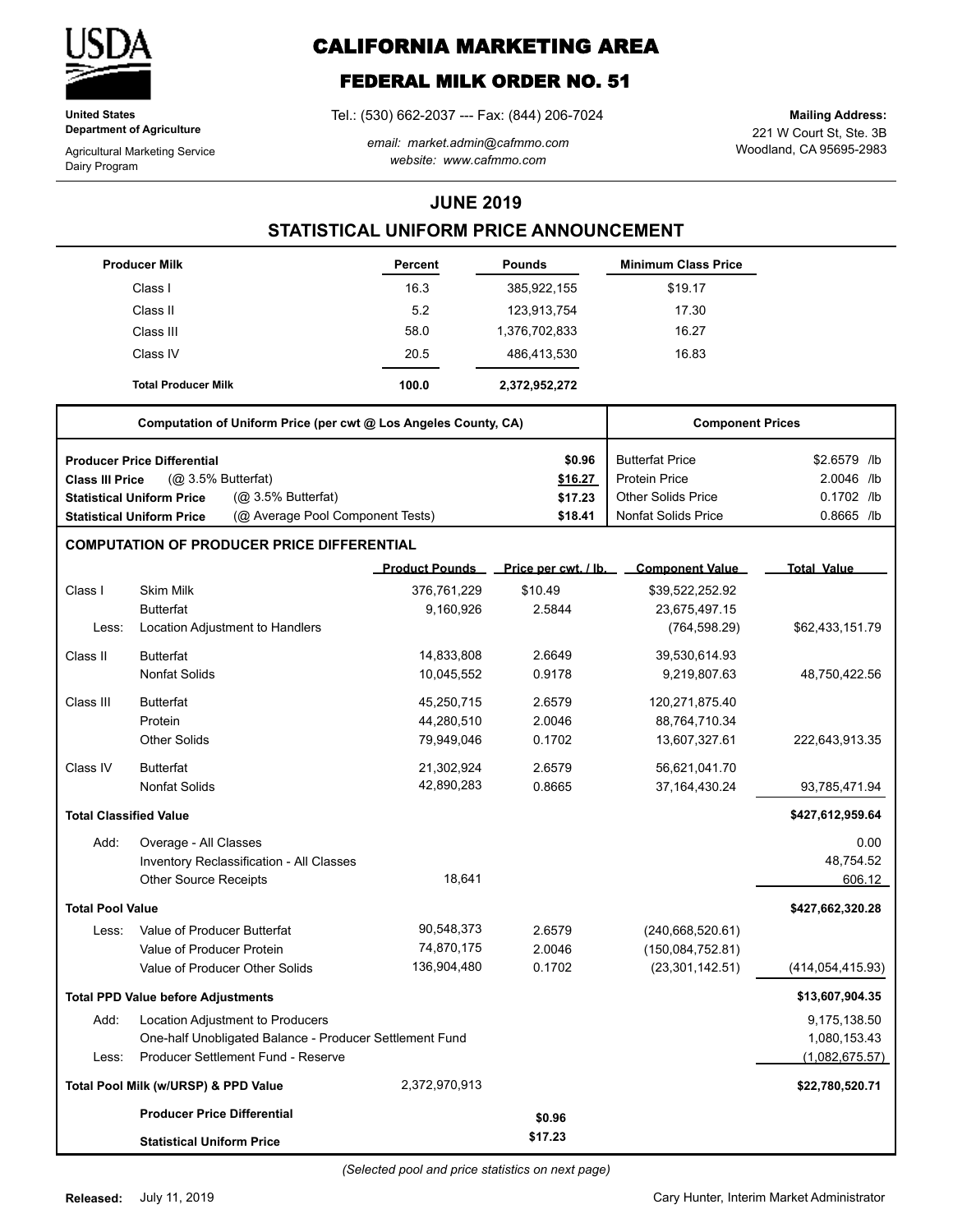**United States Department of Agriculture**

Agricultural Marketing Service
Dairy Program

# CALIFORNIA MARKETING AREA

## FEDERAL MILK ORDER NO. 51

Tel.: (530) 662-2037 --- Fax: (844) 206-7024

*email: market.admin@cafmmo.com*
*website: www.cafmmo.com*

**Mailing Address:**
221 W Court St, Ste. 3B
Woodland, CA 95695-2983

## JUNE 2019

## STATISTICAL UNIFORM PRICE ANNOUNCEMENT

| Producer Milk | Percent | Pounds | Minimum Class Price |
|---|---|---|---|
| Class I | 16.3 | 385,922,155 | $19.17 |
| Class II | 5.2 | 123,913,754 | 17.30 |
| Class III | 58.0 | 1,376,702,833 | 16.27 |
| Class IV | 20.5 | 486,413,530 | 16.83 |
| **Total Producer Milk** | **100.0** | **2,372,952,272** | |

| Computation of Uniform Price (per cwt @ Los Angeles County, CA) | | Component Prices | |
|---|---|---|---|
| **Producer Price Differential** | **$0.96** | Butterfat Price | $2.6579 /lb |
| **Class III Price** (@ 3.5% Butterfat) | **$16.27** | Protein Price | 2.0046 /lb |
| **Statistical Uniform Price** (@ 3.5% Butterfat) | **$17.23** | Other Solids Price | 0.1702 /lb |
| **Statistical Uniform Price** (@ Average Pool Component Tests) | **$18.41** | Nonfat Solids Price | 0.8665 /lb |

### COMPUTATION OF PRODUCER PRICE DIFFERENTIAL

| | | Product Pounds | Price per cwt. / lb. | Component Value | Total Value |
|---|---|---|---|---|---|
| Class I | Skim Milk | 376,761,229 | $10.49 | $39,522,252.92 | |
| | Butterfat | 9,160,926 | 2.5844 | 23,675,497.15 | |
| Less: | Location Adjustment to Handlers | | | (764,598.29) | $62,433,151.79 |
| Class II | Butterfat | 14,833,808 | 2.6649 | 39,530,614.93 | |
| | Nonfat Solids | 10,045,552 | 0.9178 | 9,219,807.63 | 48,750,422.56 |
| Class III | Butterfat | 45,250,715 | 2.6579 | 120,271,875.40 | |
| | Protein | 44,280,510 | 2.0046 | 88,764,710.34 | |
| | Other Solids | 79,949,046 | 0.1702 | 13,607,327.61 | 222,643,913.35 |
| Class IV | Butterfat | 21,302,924 | 2.6579 | 56,621,041.70 | |
| | Nonfat Solids | 42,890,283 | 0.8665 | 37,164,430.24 | 93,785,471.94 |
| **Total Classified Value** | | | | | **$427,612,959.64** |
| Add: | Overage - All Classes | | | | 0.00 |
| | Inventory Reclassification - All Classes | | | | 48,754.52 |
| | Other Source Receipts | 18,641 | | | 606.12 |
| **Total Pool Value** | | | | | **$427,662,320.28** |
| Less: | Value of Producer Butterfat | 90,548,373 | 2.6579 | (240,668,520.61) | |
| | Value of Producer Protein | 74,870,175 | 2.0046 | (150,084,752.81) | |
| | Value of Producer Other Solids | 136,904,480 | 0.1702 | (23,301,142.51) | (414,054,415.93) |
| **Total PPD Value before Adjustments** | | | | | **$13,607,904.35** |
| Add: | Location Adjustment to Producers | | | | 9,175,138.50 |
| | One-half Unobligated Balance - Producer Settlement Fund | | | | 1,080,153.43 |
| Less: | Producer Settlement Fund - Reserve | | | | (1,082,675.57) |
| **Total Pool Milk (w/URSP) & PPD Value** | | 2,372,970,913 | | | **$22,780,520.71** |
| | **Producer Price Differential** | | **$0.96** | | |
| | **Statistical Uniform Price** | | **$17.23** | | |

*(Selected pool and price statistics on next page)*

**Released:** July 11, 2019

Cary Hunter, Interim Market Administrator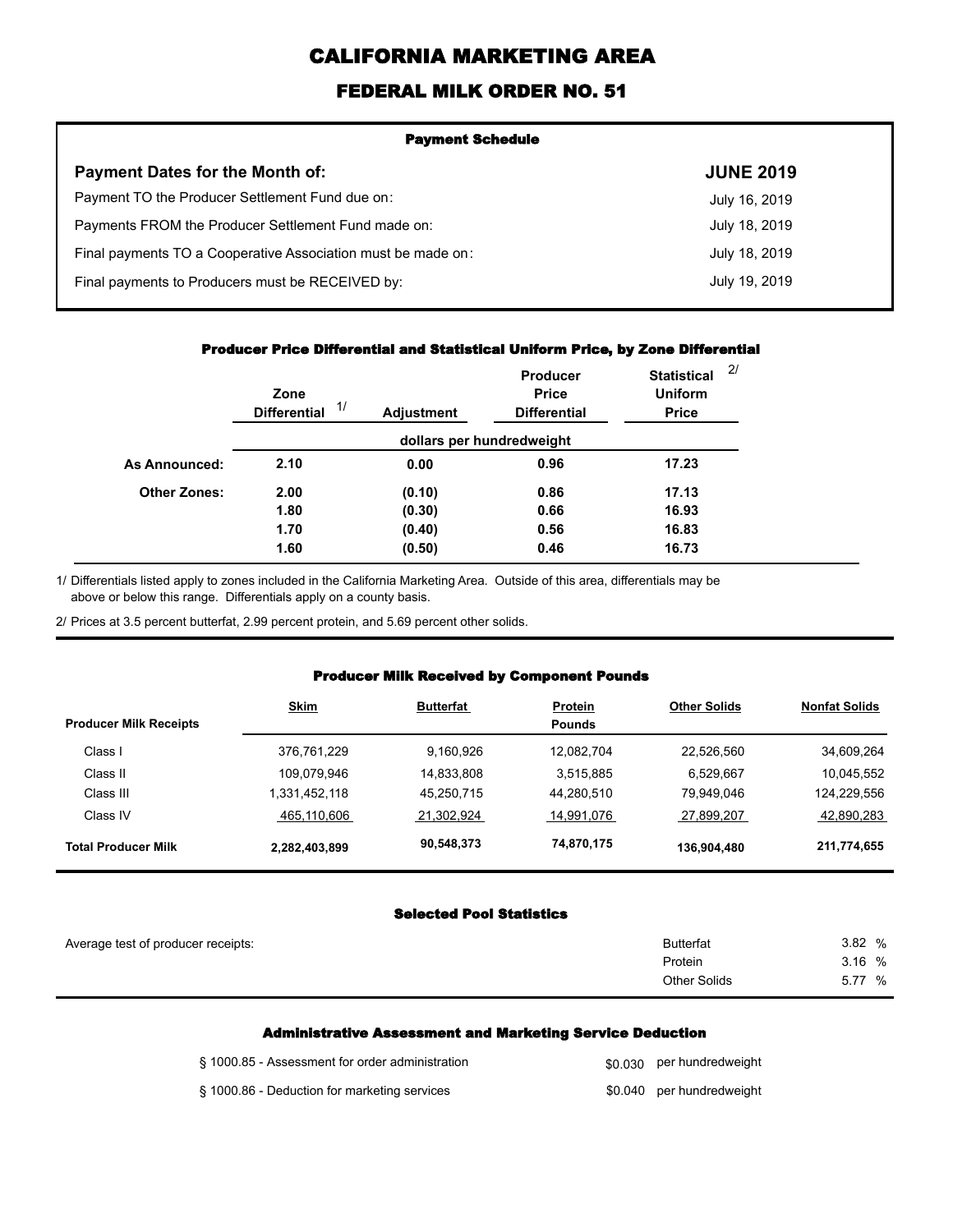# CALIFORNIA MARKETING AREA

## FEDERAL MILK ORDER NO. 51

### Payment Schedule

| Payment Dates for the Month of: | JUNE 2019 |
|---|---|
| Payment TO the Producer Settlement Fund due on: | July 16, 2019 |
| Payments FROM the Producer Settlement Fund made on: | July 18, 2019 |
| Final payments TO a Cooperative Association must be made on: | July 18, 2019 |
| Final payments to Producers must be RECEIVED by: | July 19, 2019 |

### Producer Price Differential and Statistical Uniform Price, by Zone Differential

| | Zone Differential 1/ | Adjustment | Producer Price Differential | Statistical Uniform Price 2/ |
|---|---|---|---|---|
| | dollars per hundredweight | | | |
| **As Announced:** | 2.10 | 0.00 | 0.96 | 17.23 |
| **Other Zones:** | 2.00 | (0.10) | 0.86 | 17.13 |
| | 1.80 | (0.30) | 0.66 | 16.93 |
| | 1.70 | (0.40) | 0.56 | 16.83 |
| | 1.60 | (0.50) | 0.46 | 16.73 |

1/ Differentials listed apply to zones included in the California Marketing Area. Outside of this area, differentials may be above or below this range. Differentials apply on a county basis.

2/ Prices at 3.5 percent butterfat, 2.99 percent protein, and 5.69 percent other solids.

### Producer Milk Received by Component Pounds

| Producer Milk Receipts | Skim | Butterfat | Protein | Other Solids | Nonfat Solids |
|---|---|---|---|---|---|
| | | | Pounds | | |
| Class I | 376,761,229 | 9,160,926 | 12,082,704 | 22,526,560 | 34,609,264 |
| Class II | 109,079,946 | 14,833,808 | 3,515,885 | 6,529,667 | 10,045,552 |
| Class III | 1,331,452,118 | 45,250,715 | 44,280,510 | 79,949,046 | 124,229,556 |
| Class IV | 465,110,606 | 21,302,924 | 14,991,076 | 27,899,207 | 42,890,283 |
| **Total Producer Milk** | **2,282,403,899** | **90,548,373** | **74,870,175** | **136,904,480** | **211,774,655** |

### Selected Pool Statistics

| Average test of producer receipts: | | |
|---|---|---|
| | Butterfat | 3.82 % |
| | Protein | 3.16 % |
| | Other Solids | 5.77 % |

### Administrative Assessment and Marketing Service Deduction

| | |
|---|---|
| § 1000.85 - Assessment for order administration | $0.030 per hundredweight |
| § 1000.86 - Deduction for marketing services | $0.040 per hundredweight |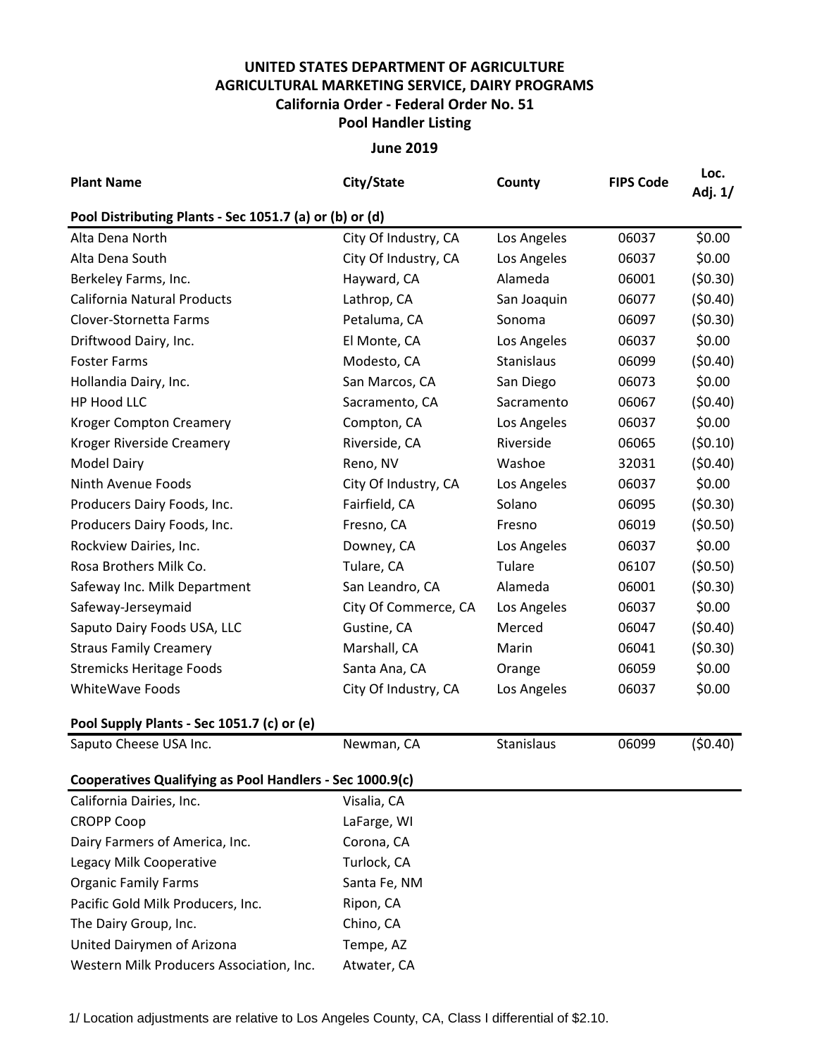**UNITED STATES DEPARTMENT OF AGRICULTURE**
**AGRICULTURAL MARKETING SERVICE, DAIRY PROGRAMS**
**California Order - Federal Order No. 51**
**Pool Handler Listing**

**June 2019**

| Plant Name | City/State | County | FIPS Code | Loc. Adj. 1/ |
|---|---|---|---|---|
| **Pool Distributing Plants - Sec 1051.7 (a) or (b) or (d)** | | | | |
| Alta Dena North | City Of Industry, CA | Los Angeles | 06037 | $0.00 |
| Alta Dena South | City Of Industry, CA | Los Angeles | 06037 | $0.00 |
| Berkeley Farms, Inc. | Hayward, CA | Alameda | 06001 | ($0.30) |
| California Natural Products | Lathrop, CA | San Joaquin | 06077 | ($0.40) |
| Clover-Stornetta Farms | Petaluma, CA | Sonoma | 06097 | ($0.30) |
| Driftwood Dairy, Inc. | El Monte, CA | Los Angeles | 06037 | $0.00 |
| Foster Farms | Modesto, CA | Stanislaus | 06099 | ($0.40) |
| Hollandia Dairy, Inc. | San Marcos, CA | San Diego | 06073 | $0.00 |
| HP Hood LLC | Sacramento, CA | Sacramento | 06067 | ($0.40) |
| Kroger Compton Creamery | Compton, CA | Los Angeles | 06037 | $0.00 |
| Kroger Riverside Creamery | Riverside, CA | Riverside | 06065 | ($0.10) |
| Model Dairy | Reno, NV | Washoe | 32031 | ($0.40) |
| Ninth Avenue Foods | City Of Industry, CA | Los Angeles | 06037 | $0.00 |
| Producers Dairy Foods, Inc. | Fairfield, CA | Solano | 06095 | ($0.30) |
| Producers Dairy Foods, Inc. | Fresno, CA | Fresno | 06019 | ($0.50) |
| Rockview Dairies, Inc. | Downey, CA | Los Angeles | 06037 | $0.00 |
| Rosa Brothers Milk Co. | Tulare, CA | Tulare | 06107 | ($0.50) |
| Safeway Inc. Milk Department | San Leandro, CA | Alameda | 06001 | ($0.30) |
| Safeway-Jerseymaid | City Of Commerce, CA | Los Angeles | 06037 | $0.00 |
| Saputo Dairy Foods USA, LLC | Gustine, CA | Merced | 06047 | ($0.40) |
| Straus Family Creamery | Marshall, CA | Marin | 06041 | ($0.30) |
| Stremicks Heritage Foods | Santa Ana, CA | Orange | 06059 | $0.00 |
| WhiteWave Foods | City Of Industry, CA | Los Angeles | 06037 | $0.00 |
| **Pool Supply Plants - Sec 1051.7 (c) or (e)** | | | | |
| Saputo Cheese USA Inc. | Newman, CA | Stanislaus | 06099 | ($0.40) |
| **Cooperatives Qualifying as Pool Handlers - Sec 1000.9(c)** | | | | |
| California Dairies, Inc. | Visalia, CA | | | |
| CROPP Coop | LaFarge, WI | | | |
| Dairy Farmers of America, Inc. | Corona, CA | | | |
| Legacy Milk Cooperative | Turlock, CA | | | |
| Organic Family Farms | Santa Fe, NM | | | |
| Pacific Gold Milk Producers, Inc. | Ripon, CA | | | |
| The Dairy Group, Inc. | Chino, CA | | | |
| United Dairymen of Arizona | Tempe, AZ | | | |
| Western Milk Producers Association, Inc. | Atwater, CA | | | |

1/ Location adjustments are relative to Los Angeles County, CA, Class I differential of $2.10.